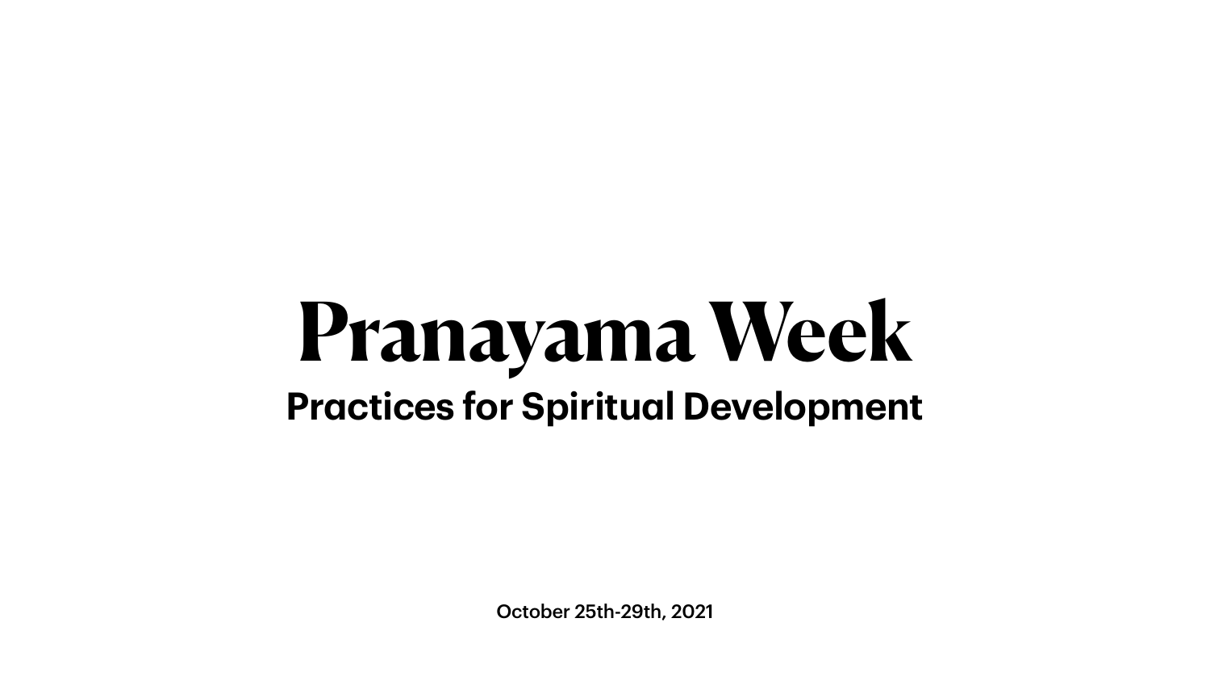# Pranayama Week

## Practices for Spiritual Development

October 25th-29th, 2021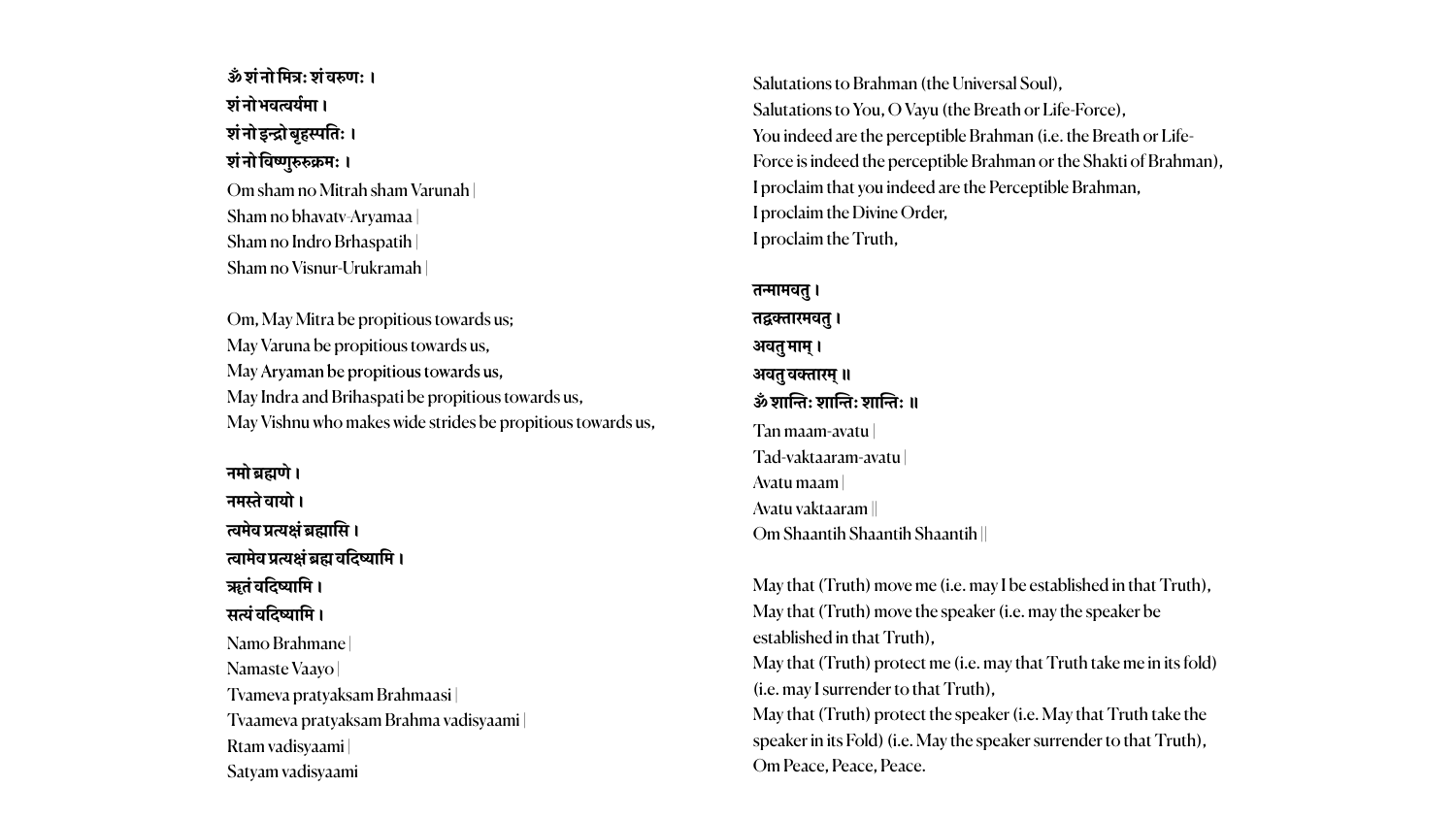**ॐ शं नो मित्रः शं वरुणः ।**
**शं नो भवत्वर्यमा ।**
**शं नो इन्द्रो बृहस्पतिः ।**
**शं नो विष्णुरुरुक्रमः ।**

Om sham no Mitrah sham Varunah |
Sham no bhavatv-Aryamaa |
Sham no Indro Brhaspatih |
Sham no Visnur-Urukramah |

Om, May Mitra be propitious towards us;
May Varuna be propitious towards us,
May Aryaman be propitious towards us,
May Indra and Brihaspati be propitious towards us,
May Vishnu who makes wide strides be propitious towards us,

**नमो ब्रह्मणे ।**
**नमस्ते वायो ।**
**त्वमेव प्रत्यक्षं ब्रह्मासि ।**
**त्वामेव प्रत्यक्षं ब्रह्म वदिष्यामि ।**
**ऋतं वदिष्यामि ।**
**सत्यं वदिष्यामि ।**

Namo Brahmane |
Namaste Vaayo |
Tvameva pratyaksam Brahmaasi |
Tvaameva pratyaksam Brahma vadisyaami |
Rtam vadisyaami |
Satyam vadisyaami

Salutations to Brahman (the Universal Soul),
Salutations to You, O Vayu (the Breath or Life-Force),
You indeed are the perceptible Brahman (i.e. the Breath or Life-Force is indeed the perceptible Brahman or the Shakti of Brahman),
I proclaim that you indeed are the Perceptible Brahman,
I proclaim the Divine Order,
I proclaim the Truth,

**तन्मामवतु ।**
**तद्वक्तारमवतु ।**
**अवतु माम् ।**
**अवतु वक्तारम् ॥**
**ॐ शान्तिः शान्तिः शान्तिः ॥**

Tan maam-avatu |
Tad-vaktaaram-avatu |
Avatu maam |
Avatu vaktaaram ||
Om Shaantih Shaantih Shaantih ||

May that (Truth) move me (i.e. may I be established in that Truth),
May that (Truth) move the speaker (i.e. may the speaker be established in that Truth),
May that (Truth) protect me (i.e. may that Truth take me in its fold) (i.e. may I surrender to that Truth),
May that (Truth) protect the speaker (i.e. May that Truth take the speaker in its Fold) (i.e. May the speaker surrender to that Truth),
Om Peace, Peace, Peace.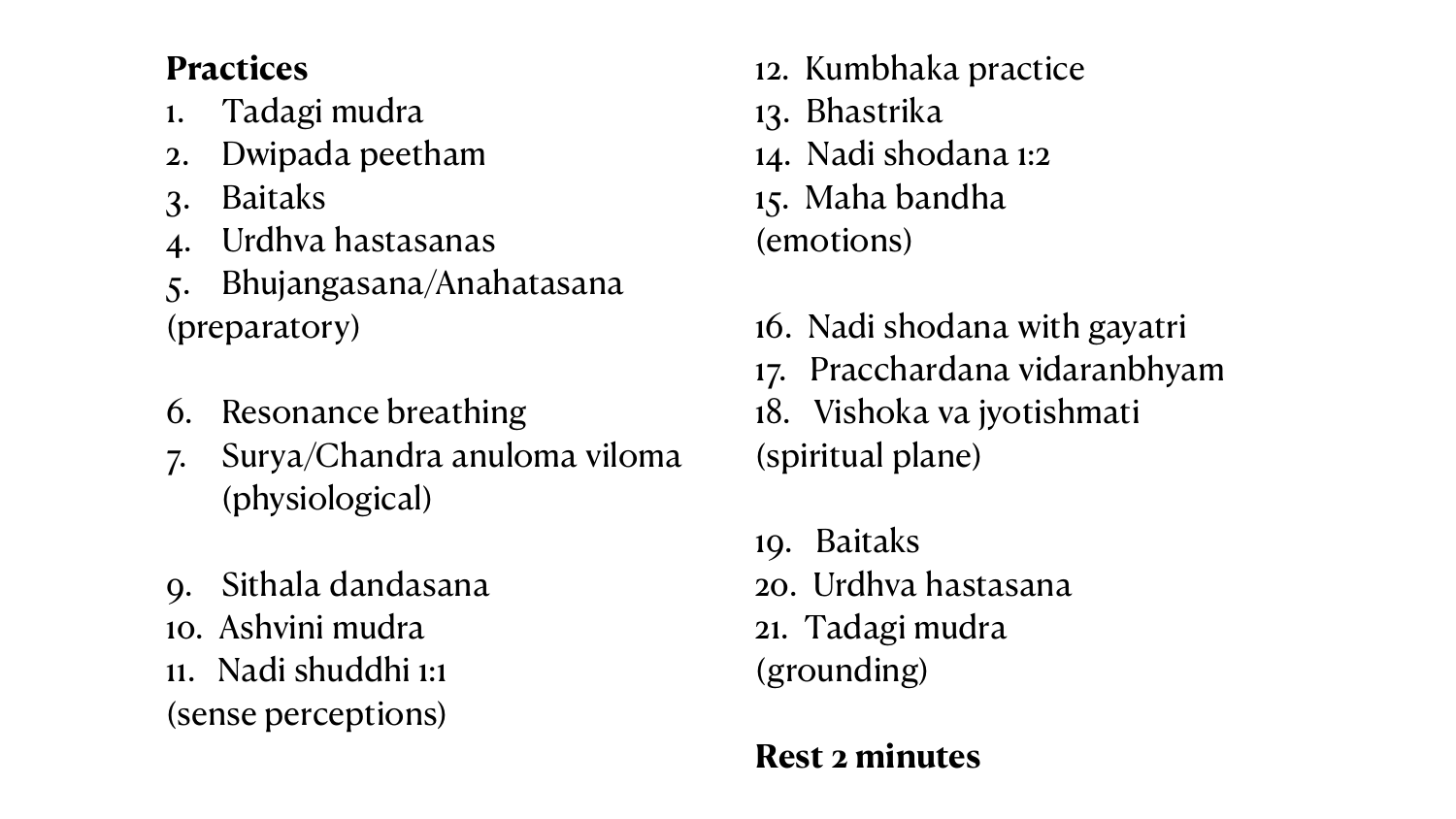**Practices**

1. Tadagi mudra
2. Dwipada peetham
3. Baitaks
4. Urdhva hastasanas
5. Bhujangasana/Anahatasana

(preparatory)

6. Resonance breathing
7. Surya/Chandra anuloma viloma
   (physiological)

9. Sithala dandasana
10. Ashvini mudra
11. Nadi shuddhi 1:1

(sense perceptions)

12. Kumbhaka practice
13. Bhastrika
14. Nadi shodana 1:2
15. Maha bandha

(emotions)

16. Nadi shodana with gayatri
17. Pracchardana vidaranbhyam
18. Vishoka va jyotishmati

(spiritual plane)

19. Baitaks
20. Urdhva hastasana
21. Tadagi mudra

(grounding)

**Rest 2 minutes**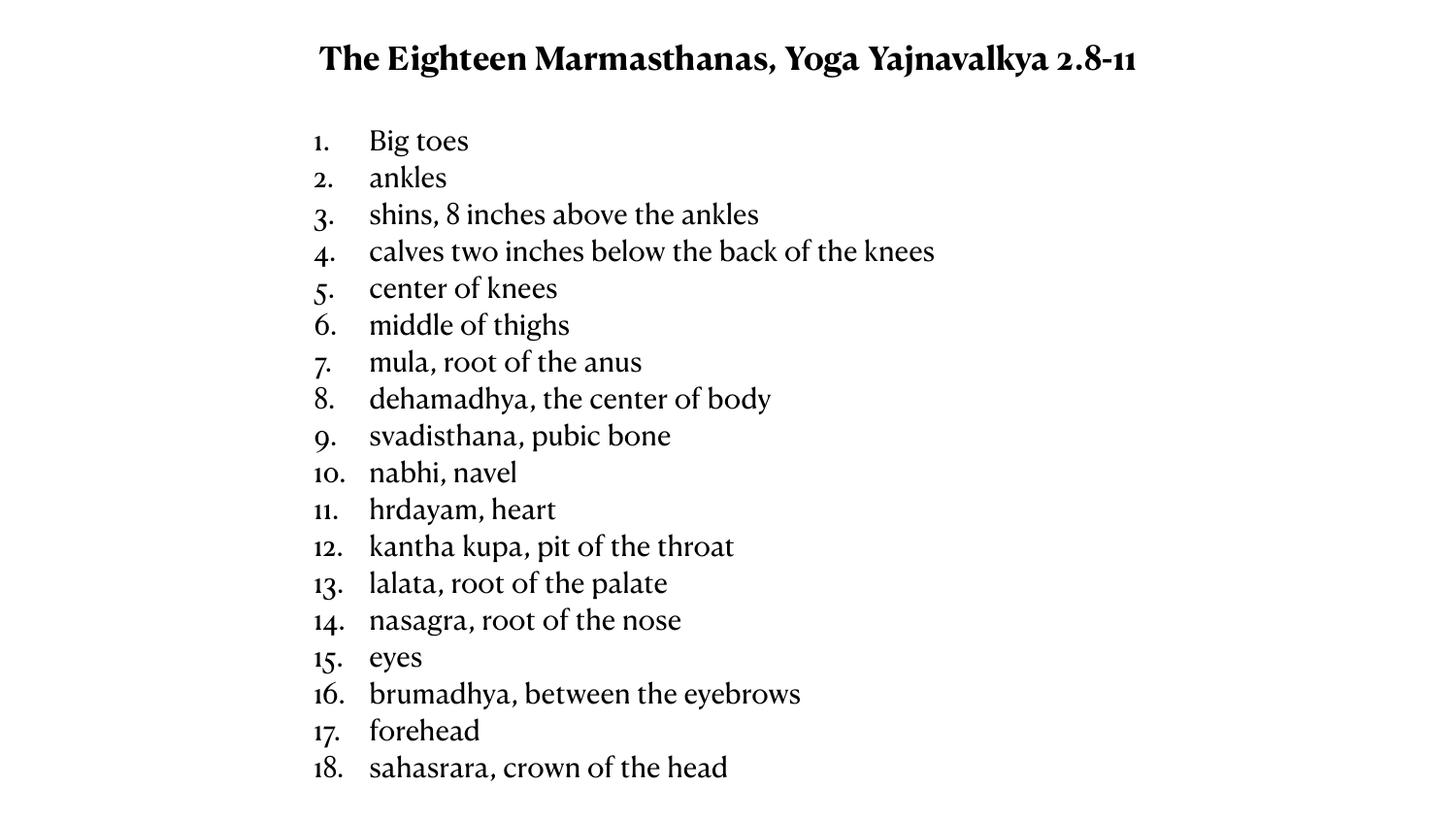# The Eighteen Marmasthanas, Yoga Yajnavalkya 2.8-11

1. Big toes
2. ankles
3. shins, 8 inches above the ankles
4. calves two inches below the back of the knees
5. center of knees
6. middle of thighs
7. mula, root of the anus
8. dehamadhya, the center of body
9. svadisthana, pubic bone
10. nabhi, navel
11. hrdayam, heart
12. kantha kupa, pit of the throat
13. lalata, root of the palate
14. nasagra, root of the nose
15. eyes
16. brumadhya, between the eyebrows
17. forehead
18. sahasrara, crown of the head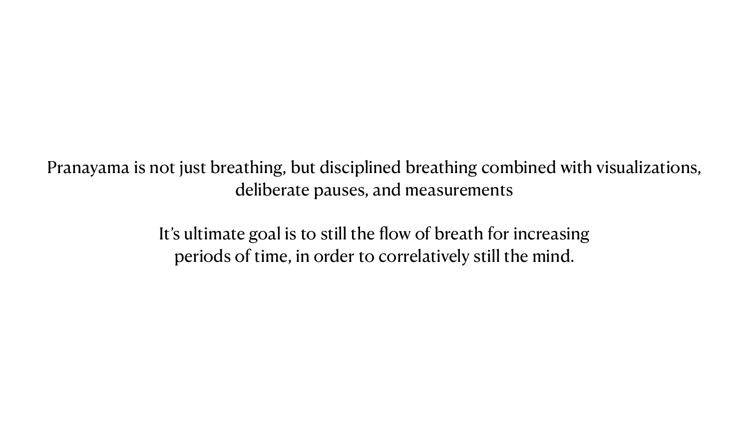Pranayama is not just breathing, but disciplined breathing combined with visualizations, deliberate pauses, and measurements

It's ultimate goal is to still the flow of breath for increasing periods of time, in order to correlatively still the mind.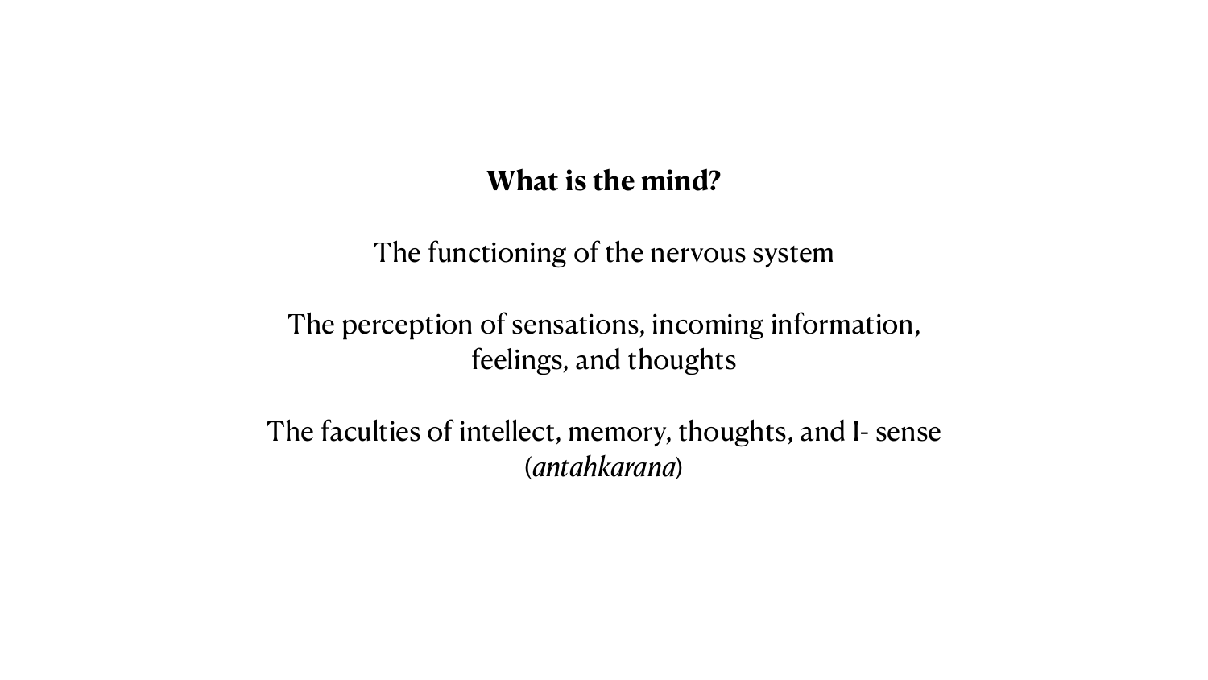**What is the mind?**

The functioning of the nervous system

The perception of sensations, incoming information, feelings, and thoughts

The faculties of intellect, memory, thoughts, and I- sense (*antahkarana*)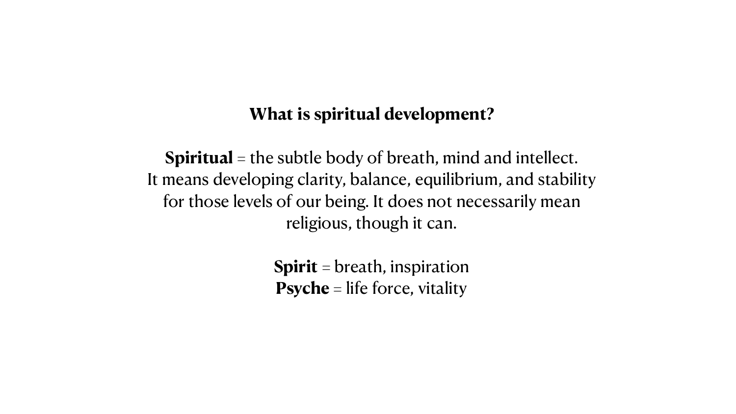## What is spiritual development?

**Spiritual** = the subtle body of breath, mind and intellect.
It means developing clarity, balance, equilibrium, and stability for those levels of our being. It does not necessarily mean religious, though it can.

**Spirit** = breath, inspiration
**Psyche** = life force, vitality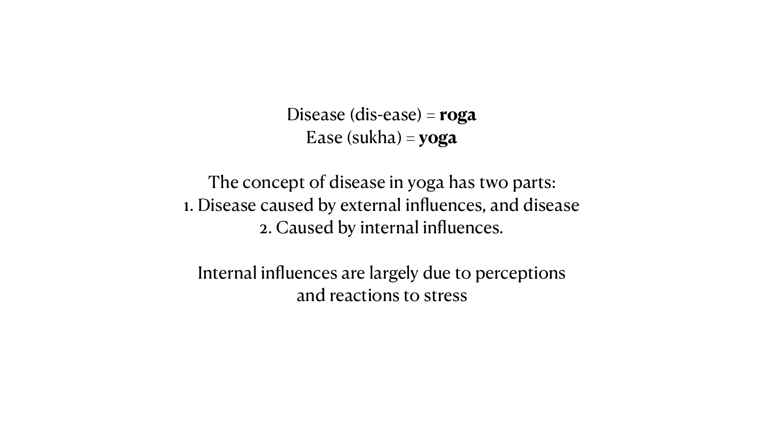Disease (dis-ease) = **roga**
Ease (sukha) = **yoga**

The concept of disease in yoga has two parts:

1. Disease caused by external influences, and disease
2. Caused by internal influences.

Internal influences are largely due to perceptions and reactions to stress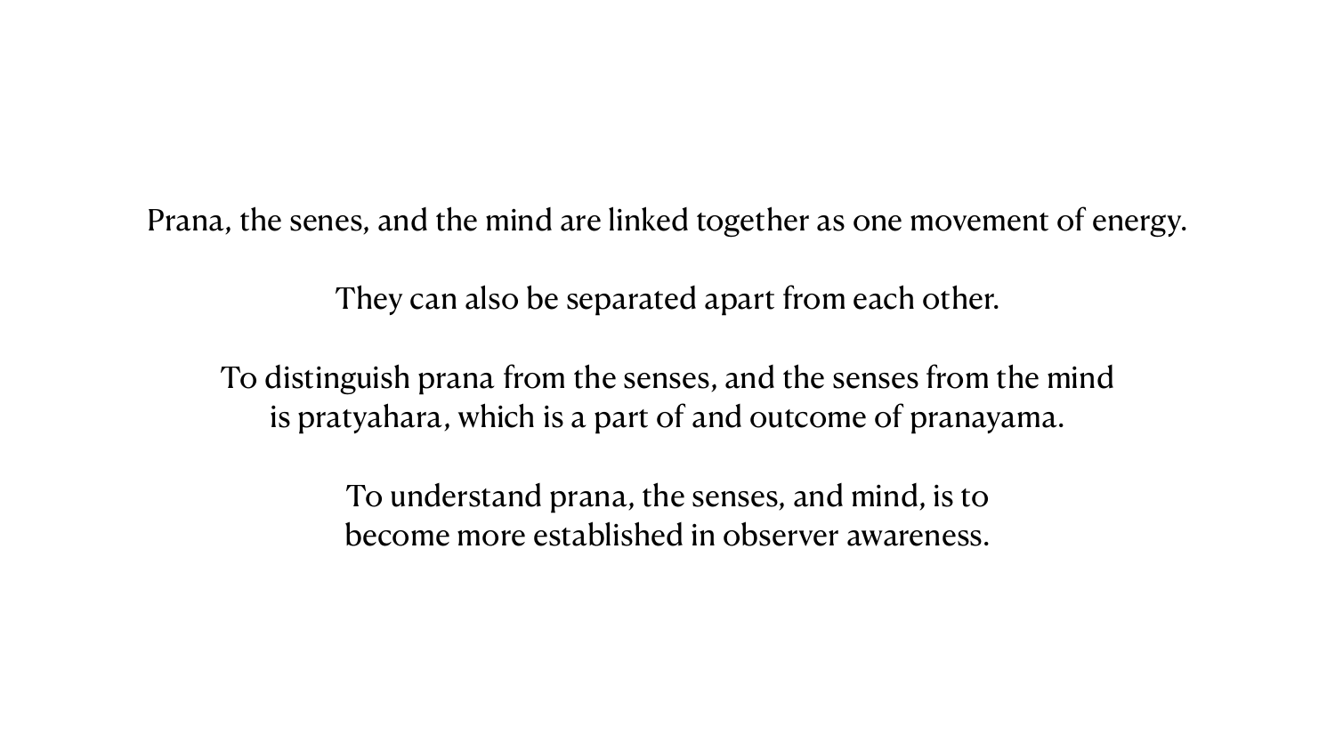Prana, the senes, and the mind are linked together as one movement of energy.

They can also be separated apart from each other.

To distinguish prana from the senses, and the senses from the mind
is pratyahara, which is a part of and outcome of pranayama.

To understand prana, the senses, and mind, is to
become more established in observer awareness.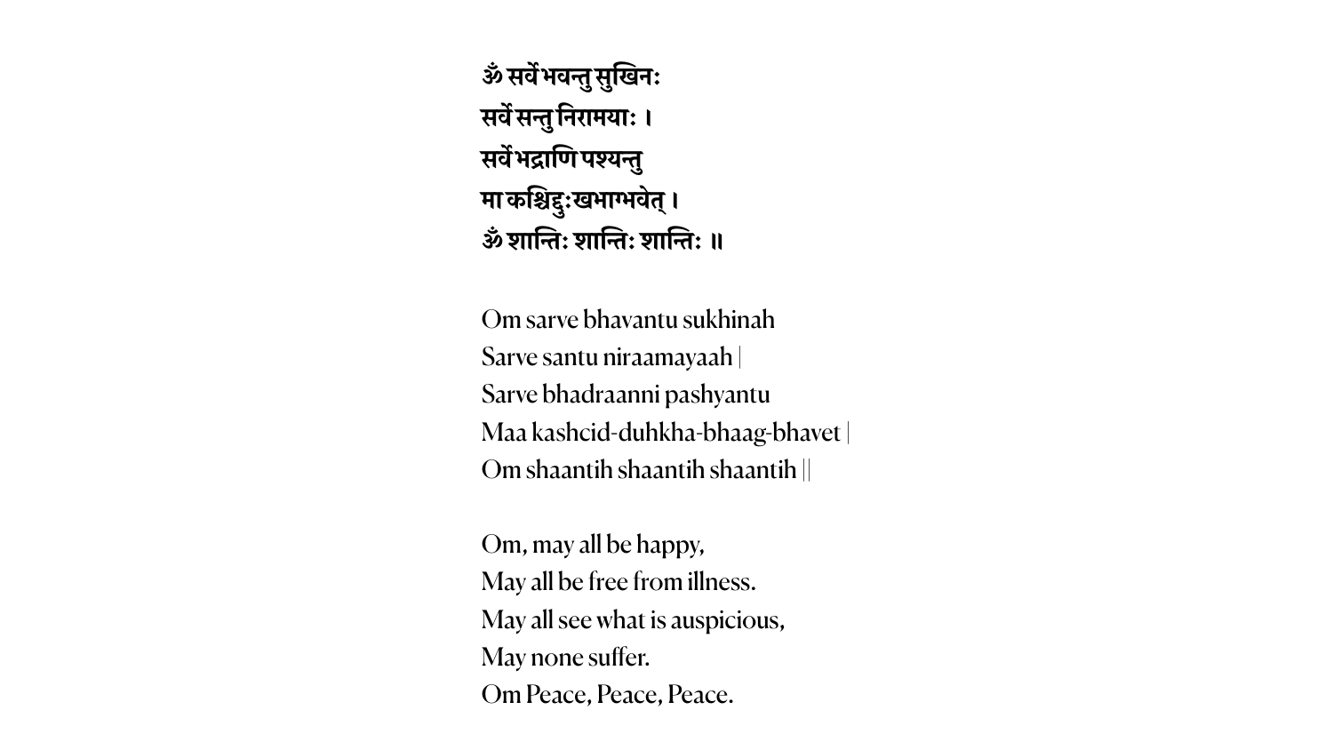**ॐ सर्वे भवन्तु सुखिनः**
**सर्वे सन्तु निरामयाः ।**
**सर्वे भद्राणि पश्यन्तु**
**मा कश्चिद्दुःखभाग्भवेत् ।**
**ॐ शान्तिः शान्तिः शान्तिः ॥**

Om sarve bhavantu sukhinah
Sarve santu niraamayaah |
Sarve bhadraanni pashyantu
Maa kashcid-duhkha-bhaag-bhavet |
Om shaantih shaantih shaantih ||

Om, may all be happy,
May all be free from illness.
May all see what is auspicious,
May none suffer.
Om Peace, Peace, Peace.